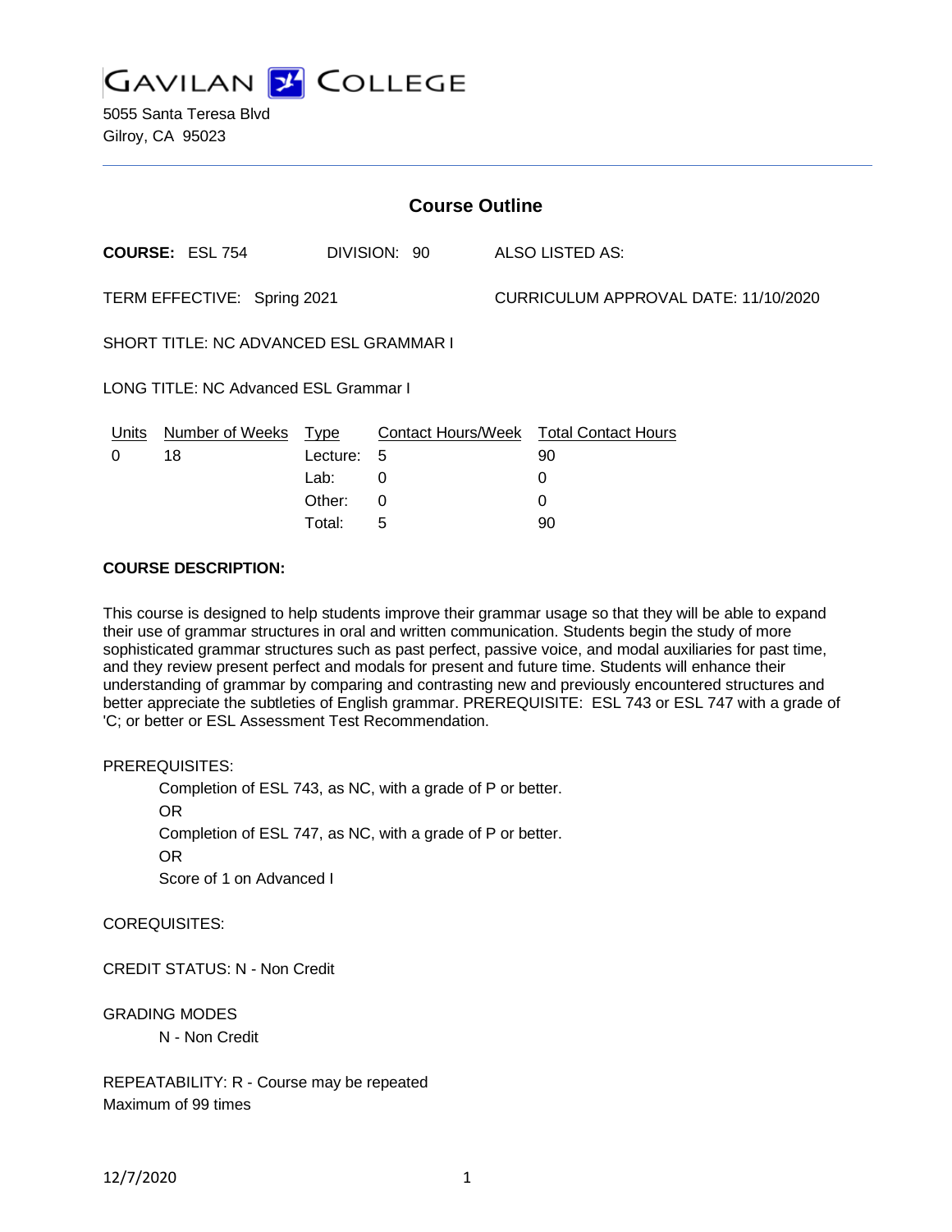# GAVILAN COLLEGE

5055 Santa Teresa Blvd
Gilroy, CA 95023

## Course Outline

**COURSE:** ESL 754 DIVISION: 90 ALSO LISTED AS:

TERM EFFECTIVE: Spring 2021 CURRICULUM APPROVAL DATE: 11/10/2020

SHORT TITLE: NC ADVANCED ESL GRAMMAR I

LONG TITLE: NC Advanced ESL Grammar I

| Units | Number of Weeks | Type | Contact Hours/Week | Total Contact Hours |
|---|---|---|---|---|
| 0 | 18 | Lecture: | 5 | 90 |
| | | Lab: | 0 | 0 |
| | | Other: | 0 | 0 |
| | | Total: | 5 | 90 |

**COURSE DESCRIPTION:**

This course is designed to help students improve their grammar usage so that they will be able to expand their use of grammar structures in oral and written communication. Students begin the study of more sophisticated grammar structures such as past perfect, passive voice, and modal auxiliaries for past time, and they review present perfect and modals for present and future time. Students will enhance their understanding of grammar by comparing and contrasting new and previously encountered structures and better appreciate the subtleties of English grammar. PREREQUISITE: ESL 743 or ESL 747 with a grade of 'C; or better or ESL Assessment Test Recommendation.

PREREQUISITES:

Completion of ESL 743, as NC, with a grade of P or better.
OR
Completion of ESL 747, as NC, with a grade of P or better.
OR
Score of 1 on Advanced I

COREQUISITES:

CREDIT STATUS: N - Non Credit

GRADING MODES

N - Non Credit

REPEATABILITY: R - Course may be repeated
Maximum of 99 times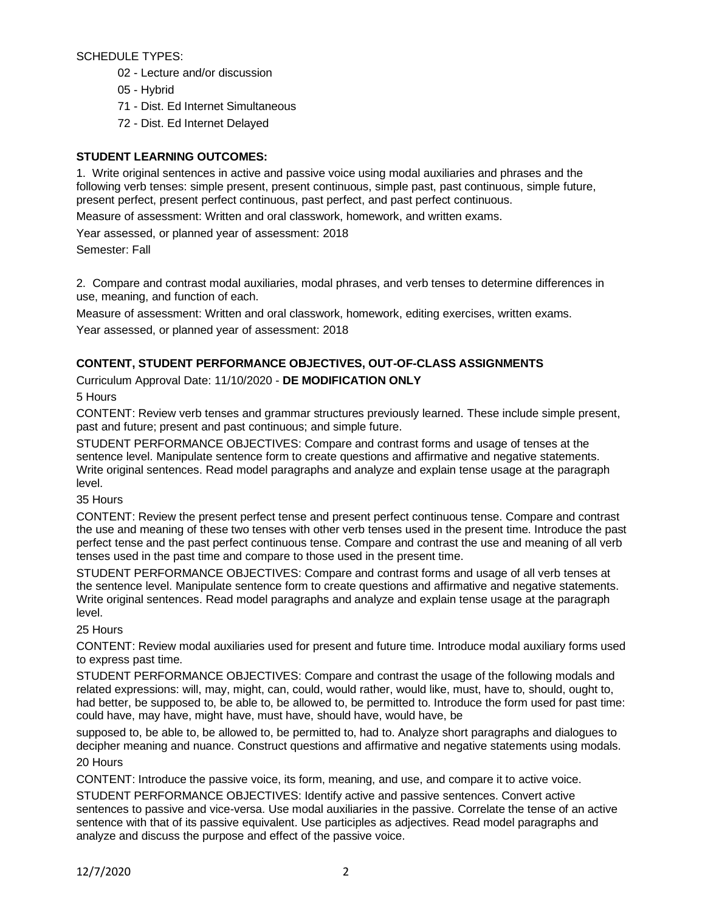SCHEDULE TYPES:

- 02 - Lecture and/or discussion
- 05 - Hybrid
- 71 - Dist. Ed Internet Simultaneous
- 72 - Dist. Ed Internet Delayed

**STUDENT LEARNING OUTCOMES:**

1. Write original sentences in active and passive voice using modal auxiliaries and phrases and the following verb tenses: simple present, present continuous, simple past, past continuous, simple future, present perfect, present perfect continuous, past perfect, and past perfect continuous.

Measure of assessment: Written and oral classwork, homework, and written exams.

Year assessed, or planned year of assessment: 2018

Semester: Fall

2. Compare and contrast modal auxiliaries, modal phrases, and verb tenses to determine differences in use, meaning, and function of each.

Measure of assessment: Written and oral classwork, homework, editing exercises, written exams.

Year assessed, or planned year of assessment: 2018

**CONTENT, STUDENT PERFORMANCE OBJECTIVES, OUT-OF-CLASS ASSIGNMENTS**

Curriculum Approval Date: 11/10/2020 - **DE MODIFICATION ONLY**

5 Hours

CONTENT: Review verb tenses and grammar structures previously learned. These include simple present, past and future; present and past continuous; and simple future.

STUDENT PERFORMANCE OBJECTIVES: Compare and contrast forms and usage of tenses at the sentence level. Manipulate sentence form to create questions and affirmative and negative statements. Write original sentences. Read model paragraphs and analyze and explain tense usage at the paragraph level.

35 Hours

CONTENT: Review the present perfect tense and present perfect continuous tense. Compare and contrast the use and meaning of these two tenses with other verb tenses used in the present time. Introduce the past perfect tense and the past perfect continuous tense. Compare and contrast the use and meaning of all verb tenses used in the past time and compare to those used in the present time.

STUDENT PERFORMANCE OBJECTIVES: Compare and contrast forms and usage of all verb tenses at the sentence level. Manipulate sentence form to create questions and affirmative and negative statements. Write original sentences. Read model paragraphs and analyze and explain tense usage at the paragraph level.

25 Hours

CONTENT: Review modal auxiliaries used for present and future time. Introduce modal auxiliary forms used to express past time.

STUDENT PERFORMANCE OBJECTIVES: Compare and contrast the usage of the following modals and related expressions: will, may, might, can, could, would rather, would like, must, have to, should, ought to, had better, be supposed to, be able to, be allowed to, be permitted to. Introduce the form used for past time: could have, may have, might have, must have, should have, would have, be supposed to, be able to, be allowed to, be permitted to, had to. Analyze short paragraphs and dialogues to decipher meaning and nuance. Construct questions and affirmative and negative statements using modals.

20 Hours

CONTENT: Introduce the passive voice, its form, meaning, and use, and compare it to active voice.

STUDENT PERFORMANCE OBJECTIVES: Identify active and passive sentences. Convert active sentences to passive and vice-versa. Use modal auxiliaries in the passive. Correlate the tense of an active sentence with that of its passive equivalent. Use participles as adjectives. Read model paragraphs and analyze and discuss the purpose and effect of the passive voice.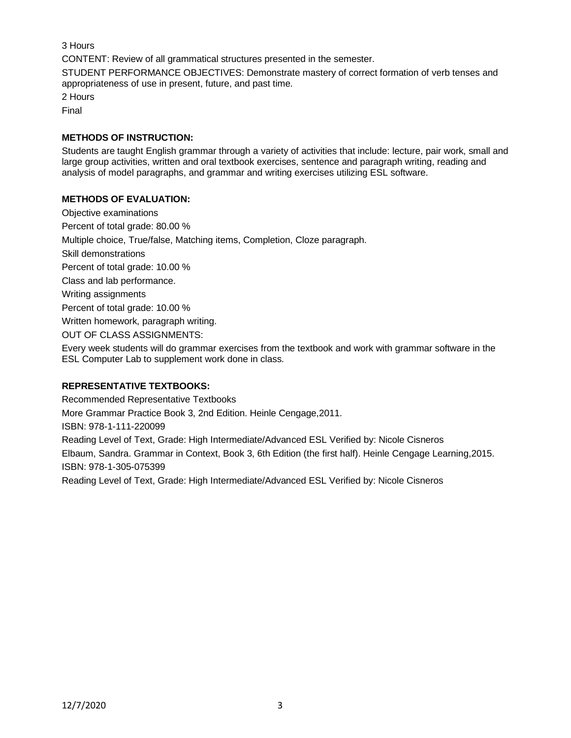3 Hours

CONTENT: Review of all grammatical structures presented in the semester.

STUDENT PERFORMANCE OBJECTIVES: Demonstrate mastery of correct formation of verb tenses and appropriateness of use in present, future, and past time.

2 Hours

Final

## METHODS OF INSTRUCTION:

Students are taught English grammar through a variety of activities that include: lecture, pair work, small and large group activities, written and oral textbook exercises, sentence and paragraph writing, reading and analysis of model paragraphs, and grammar and writing exercises utilizing ESL software.

## METHODS OF EVALUATION:

Objective examinations

Percent of total grade: 80.00 %

Multiple choice, True/false, Matching items, Completion, Cloze paragraph.

Skill demonstrations

Percent of total grade: 10.00 %

Class and lab performance.

Writing assignments

Percent of total grade: 10.00 %

Written homework, paragraph writing.

OUT OF CLASS ASSIGNMENTS:

Every week students will do grammar exercises from the textbook and work with grammar software in the ESL Computer Lab to supplement work done in class.

## REPRESENTATIVE TEXTBOOKS:

Recommended Representative Textbooks

More Grammar Practice Book 3, 2nd Edition. Heinle Cengage,2011.

ISBN: 978-1-111-220099

Reading Level of Text, Grade: High Intermediate/Advanced ESL Verified by: Nicole Cisneros

Elbaum, Sandra. Grammar in Context, Book 3, 6th Edition (the first half). Heinle Cengage Learning,2015.

ISBN: 978-1-305-075399

Reading Level of Text, Grade: High Intermediate/Advanced ESL Verified by: Nicole Cisneros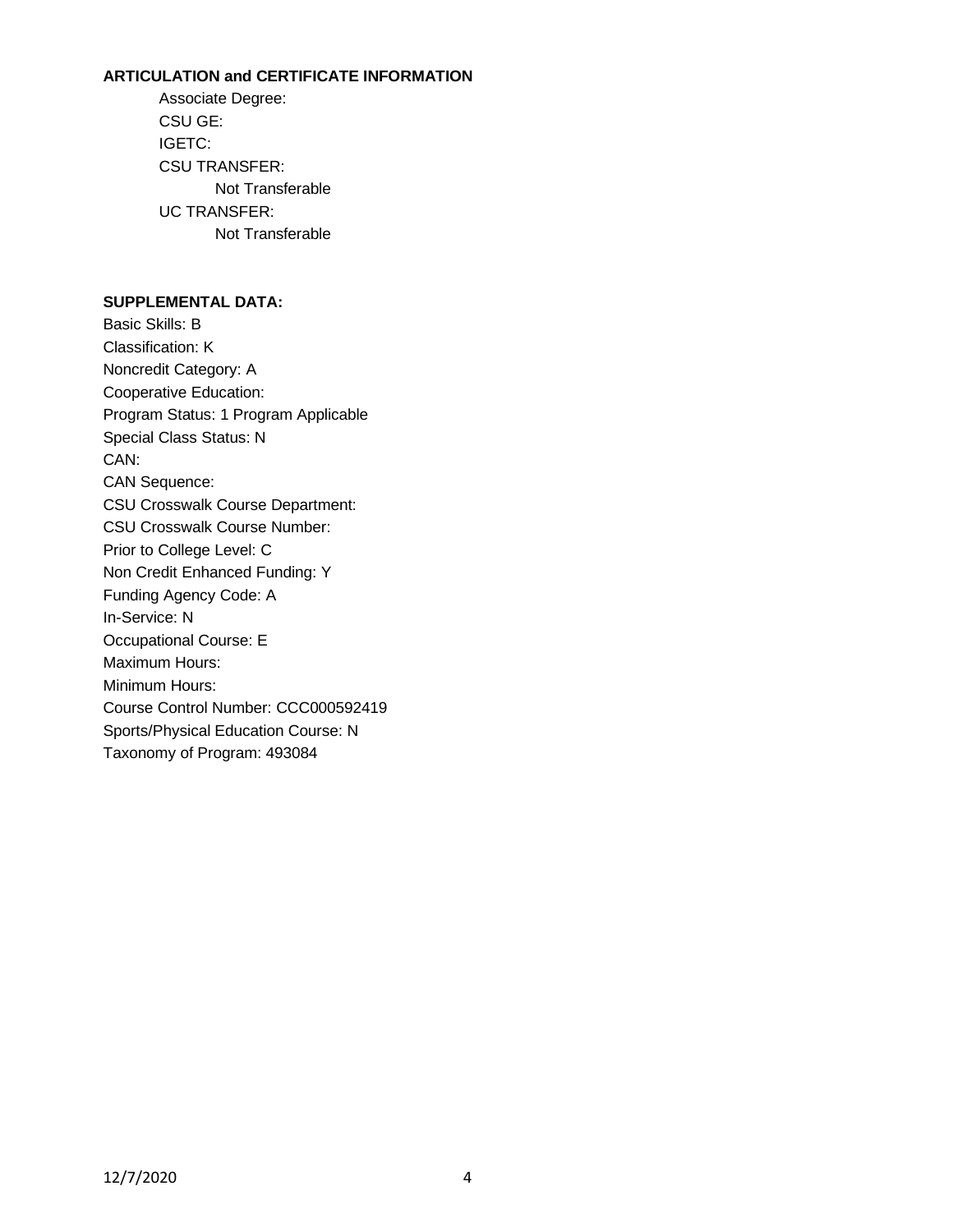**ARTICULATION and CERTIFICATE INFORMATION**

Associate Degree:
CSU GE:
IGETC:
CSU TRANSFER:
Not Transferable
UC TRANSFER:
Not Transferable

**SUPPLEMENTAL DATA:**

Basic Skills: B
Classification: K
Noncredit Category: A
Cooperative Education:
Program Status: 1 Program Applicable
Special Class Status: N
CAN:
CAN Sequence:
CSU Crosswalk Course Department:
CSU Crosswalk Course Number:
Prior to College Level: C
Non Credit Enhanced Funding: Y
Funding Agency Code: A
In-Service: N
Occupational Course: E
Maximum Hours:
Minimum Hours:
Course Control Number: CCC000592419
Sports/Physical Education Course: N
Taxonomy of Program: 493084